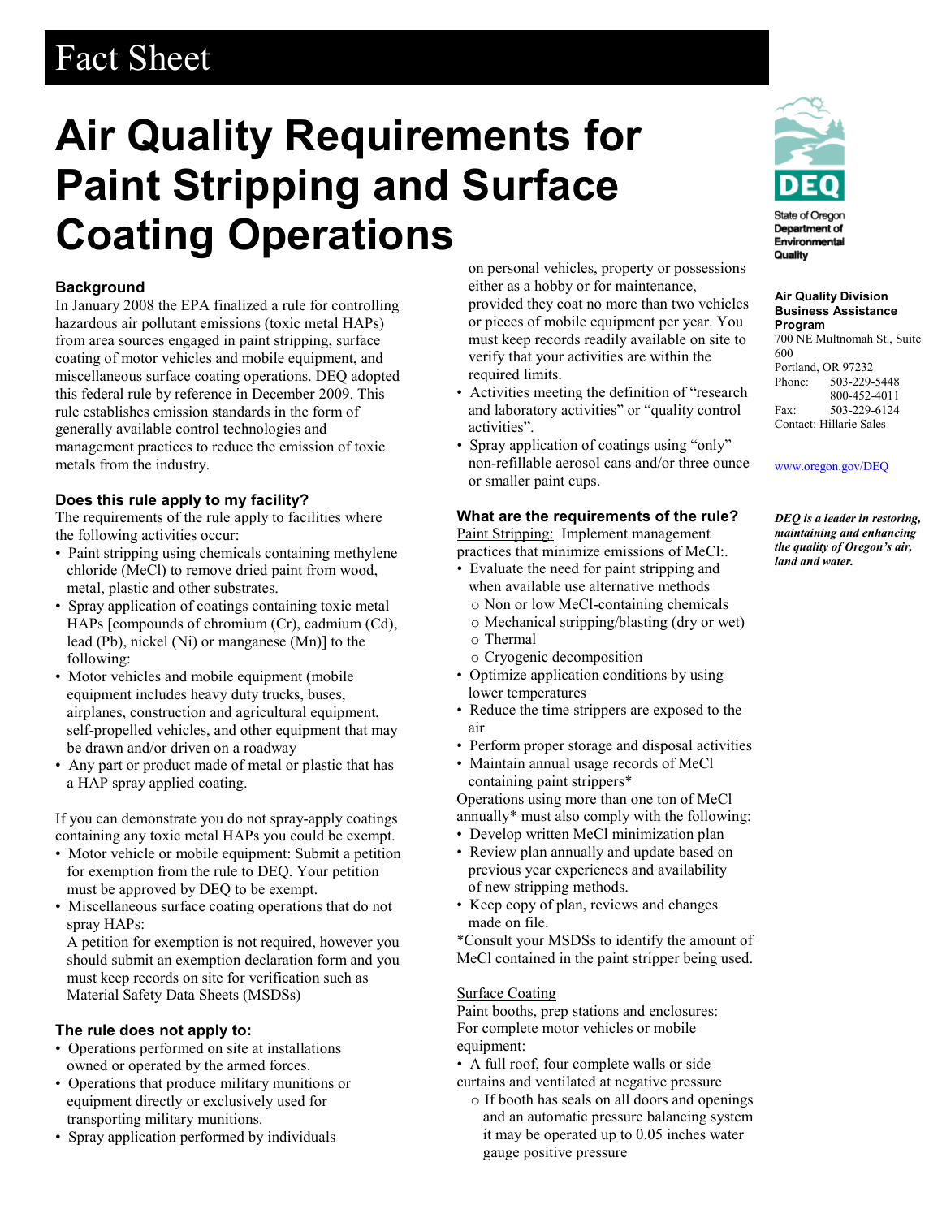# Fact Sheet

# Air Quality Requirements for Paint Stripping and Surface Coating Operations

State of Oregon Department of Environmental Quality

**Air Quality Division Business Assistance Program**
700 NE Multnomah St., Suite 600
Portland, OR 97232
Phone: 503-229-5448
800-452-4011
Fax: 503-229-6124
Contact: Hillarie Sales

www.oregon.gov/DEQ

***DEQ is a leader in restoring, maintaining and enhancing the quality of Oregon's air, land and water.***

### Background

In January 2008 the EPA finalized a rule for controlling hazardous air pollutant emissions (toxic metal HAPs) from area sources engaged in paint stripping, surface coating of motor vehicles and mobile equipment, and miscellaneous surface coating operations. DEQ adopted this federal rule by reference in December 2009. This rule establishes emission standards in the form of generally available control technologies and management practices to reduce the emission of toxic metals from the industry.

### Does this rule apply to my facility?

The requirements of the rule apply to facilities where the following activities occur:

- Paint stripping using chemicals containing methylene chloride (MeCl) to remove dried paint from wood, metal, plastic and other substrates.
- Spray application of coatings containing toxic metal HAPs [compounds of chromium (Cr), cadmium (Cd), lead (Pb), nickel (Ni) or manganese (Mn)] to the following:
- Motor vehicles and mobile equipment (mobile equipment includes heavy duty trucks, buses, airplanes, construction and agricultural equipment, self-propelled vehicles, and other equipment that may be drawn and/or driven on a roadway
- Any part or product made of metal or plastic that has a HAP spray applied coating.

If you can demonstrate you do not spray-apply coatings containing any toxic metal HAPs you could be exempt.

- Motor vehicle or mobile equipment: Submit a petition for exemption from the rule to DEQ. Your petition must be approved by DEQ to be exempt.
- Miscellaneous surface coating operations that do not spray HAPs:
  A petition for exemption is not required, however you should submit an exemption declaration form and you must keep records on site for verification such as Material Safety Data Sheets (MSDSs)

### The rule does not apply to:

- Operations performed on site at installations owned or operated by the armed forces.
- Operations that produce military munitions or equipment directly or exclusively used for transporting military munitions.
- Spray application performed by individuals on personal vehicles, property or possessions either as a hobby or for maintenance, provided they coat no more than two vehicles or pieces of mobile equipment per year. You must keep records readily available on site to verify that your activities are within the required limits.
- Activities meeting the definition of "research and laboratory activities" or "quality control activities".
- Spray application of coatings using "only" non-refillable aerosol cans and/or three ounce or smaller paint cups.

### What are the requirements of the rule?

<u>Paint Stripping:</u> Implement management practices that minimize emissions of MeCl:.

- Evaluate the need for paint stripping and when available use alternative methods
  - Non or low MeCl-containing chemicals
  - Mechanical stripping/blasting (dry or wet)
  - Thermal
  - Cryogenic decomposition
- Optimize application conditions by using lower temperatures
- Reduce the time strippers are exposed to the air
- Perform proper storage and disposal activities
- Maintain annual usage records of MeCl containing paint strippers*

Operations using more than one ton of MeCl annually* must also comply with the following:

- Develop written MeCl minimization plan
- Review plan annually and update based on previous year experiences and availability of new stripping methods.
- Keep copy of plan, reviews and changes made on file.

*Consult your MSDSs to identify the amount of MeCl contained in the paint stripper being used.

<u>Surface Coating</u>

Paint booths, prep stations and enclosures:
For complete motor vehicles or mobile equipment:

- A full roof, four complete walls or side curtains and ventilated at negative pressure
  - If booth has seals on all doors and openings and an automatic pressure balancing system it may be operated up to 0.05 inches water gauge positive pressure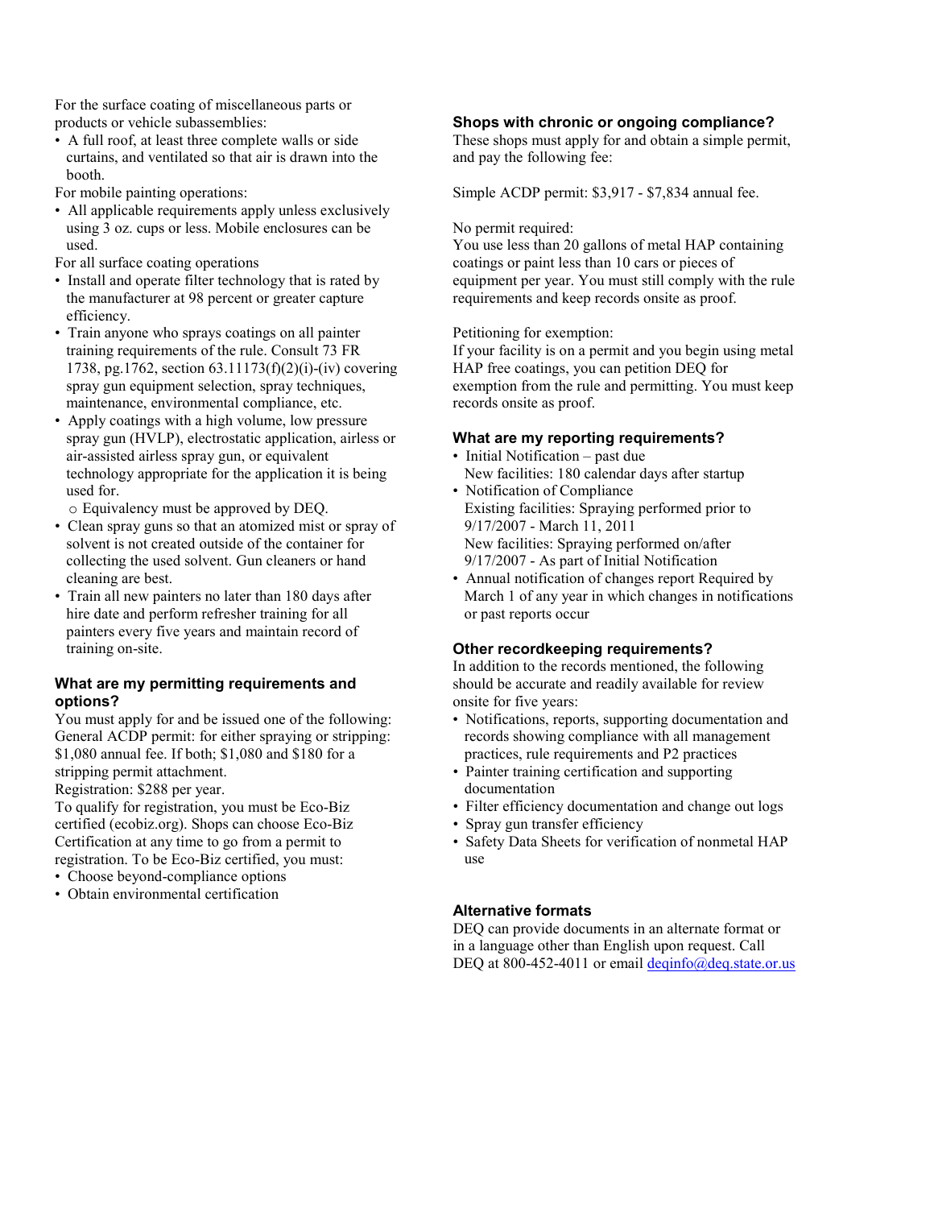For the surface coating of miscellaneous parts or products or vehicle subassemblies:

- A full roof, at least three complete walls or side curtains, and ventilated so that air is drawn into the booth.

For mobile painting operations:

- All applicable requirements apply unless exclusively using 3 oz. cups or less. Mobile enclosures can be used.

For all surface coating operations

- Install and operate filter technology that is rated by the manufacturer at 98 percent or greater capture efficiency.
- Train anyone who sprays coatings on all painter training requirements of the rule. Consult 73 FR 1738, pg.1762, section 63.11173(f)(2)(i)-(iv) covering spray gun equipment selection, spray techniques, maintenance, environmental compliance, etc.
- Apply coatings with a high volume, low pressure spray gun (HVLP), electrostatic application, airless or air-assisted airless spray gun, or equivalent technology appropriate for the application it is being used for.
  - Equivalency must be approved by DEQ.
- Clean spray guns so that an atomized mist or spray of solvent is not created outside of the container for collecting the used solvent. Gun cleaners or hand cleaning are best.
- Train all new painters no later than 180 days after hire date and perform refresher training for all painters every five years and maintain record of training on-site.

### What are my permitting requirements and options?

You must apply for and be issued one of the following:
General ACDP permit: for either spraying or stripping: $1,080 annual fee. If both; $1,080 and $180 for a stripping permit attachment.
Registration: $288 per year.
To qualify for registration, you must be Eco-Biz certified (ecobiz.org). Shops can choose Eco-Biz Certification at any time to go from a permit to registration. To be Eco-Biz certified, you must:

- Choose beyond-compliance options
- Obtain environmental certification

### Shops with chronic or ongoing compliance?

These shops must apply for and obtain a simple permit, and pay the following fee:

Simple ACDP permit: $3,917 - $7,834 annual fee.

No permit required:
You use less than 20 gallons of metal HAP containing coatings or paint less than 10 cars or pieces of equipment per year. You must still comply with the rule requirements and keep records onsite as proof.

Petitioning for exemption:
If your facility is on a permit and you begin using metal HAP free coatings, you can petition DEQ for exemption from the rule and permitting. You must keep records onsite as proof.

### What are my reporting requirements?

- Initial Notification – past due
  New facilities: 180 calendar days after startup
- Notification of Compliance
  Existing facilities: Spraying performed prior to 9/17/2007 - March 11, 2011
  New facilities: Spraying performed on/after 9/17/2007 - As part of Initial Notification
- Annual notification of changes report Required by March 1 of any year in which changes in notifications or past reports occur

### Other recordkeeping requirements?

In addition to the records mentioned, the following should be accurate and readily available for review onsite for five years:

- Notifications, reports, supporting documentation and records showing compliance with all management practices, rule requirements and P2 practices
- Painter training certification and supporting documentation
- Filter efficiency documentation and change out logs
- Spray gun transfer efficiency
- Safety Data Sheets for verification of nonmetal HAP use

### Alternative formats

DEQ can provide documents in an alternate format or in a language other than English upon request. Call DEQ at 800-452-4011 or email deqinfo@deq.state.or.us